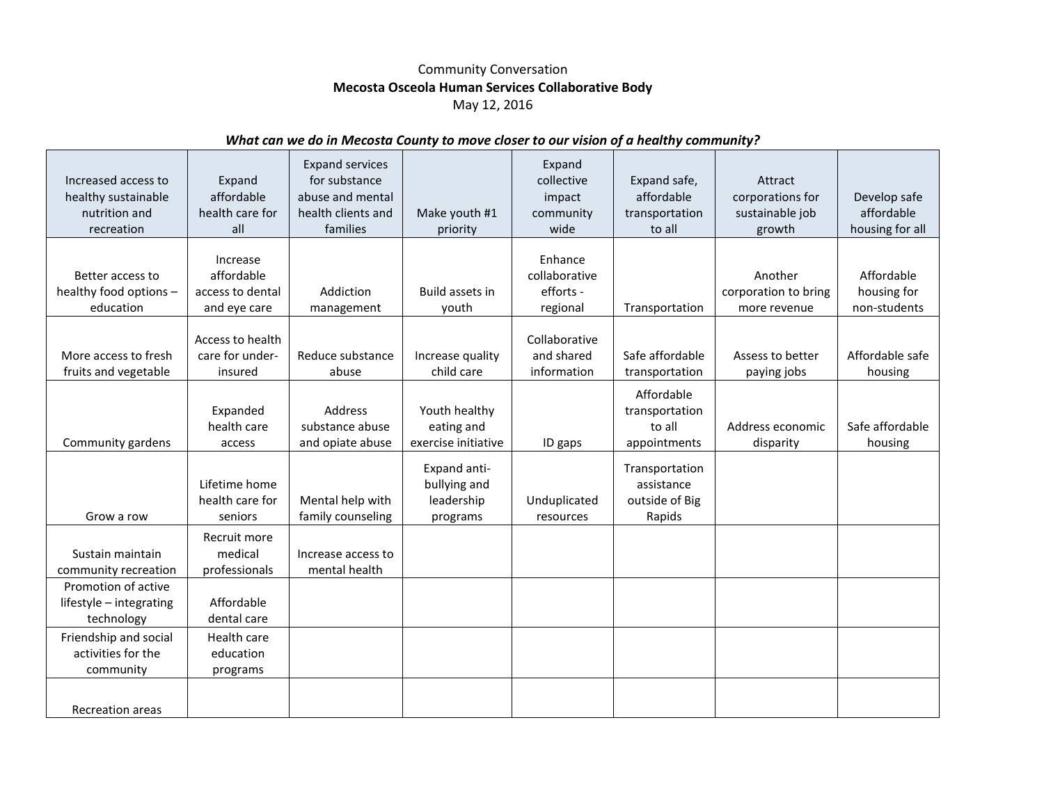Community Conversation

**Mecosta Osceola Human Services Collaborative Body**

May 12, 2016

***What can we do in Mecosta County to move closer to our vision of a healthy community?***

| Increased access to healthy sustainable nutrition and recreation | Expand affordable health care for all | Expand services for substance abuse and mental health clients and families | Make youth #1 priority | Expand collective impact community wide | Expand safe, affordable transportation to all | Attract corporations for sustainable job growth | Develop safe affordable housing for all |
|---|---|---|---|---|---|---|---|
| Better access to healthy food options – education | Increase affordable access to dental and eye care | Addiction management | Build assets in youth | Enhance collaborative efforts - regional | Transportation | Another corporation to bring more revenue | Affordable housing for non-students |
| More access to fresh fruits and vegetable | Access to health care for under-insured | Reduce substance abuse | Increase quality child care | Collaborative and shared information | Safe affordable transportation | Assess to better paying jobs | Affordable safe housing |
| Community gardens | Expanded health care access | Address substance abuse and opiate abuse | Youth healthy eating and exercise initiative | ID gaps | Affordable transportation to all appointments | Address economic disparity | Safe affordable housing |
| Grow a row | Lifetime home health care for seniors | Mental help with family counseling | Expand anti-bullying and leadership programs | Unduplicated resources | Transportation assistance outside of Big Rapids | | |
| Sustain maintain community recreation | Recruit more medical professionals | Increase access to mental health | | | | | |
| Promotion of active lifestyle – integrating technology | Affordable dental care | | | | | | |
| Friendship and social activities for the community | Health care education programs | | | | | | |
| Recreation areas | | | | | | | |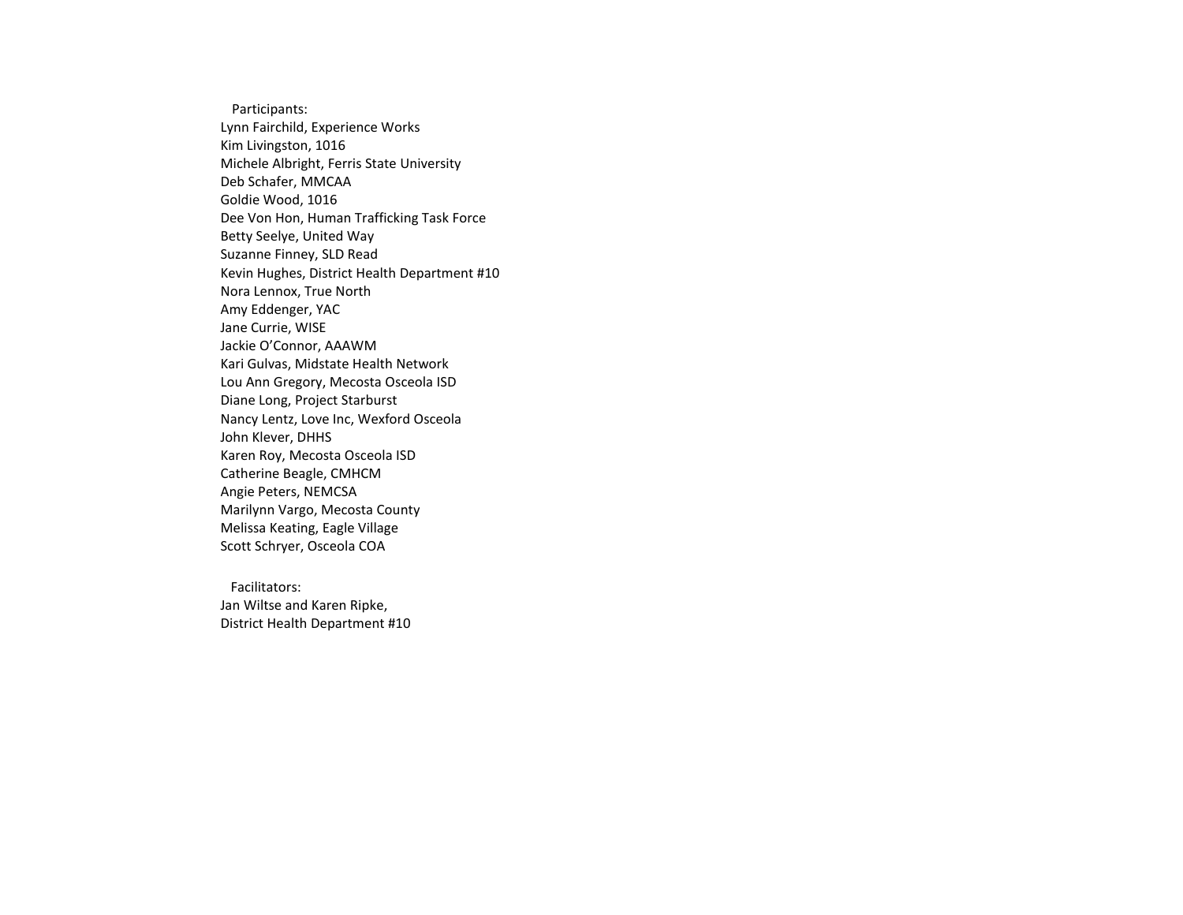Participants:

Lynn Fairchild, Experience Works
Kim Livingston, 1016
Michele Albright, Ferris State University
Deb Schafer, MMCAA
Goldie Wood, 1016
Dee Von Hon, Human Trafficking Task Force
Betty Seelye, United Way
Suzanne Finney, SLD Read
Kevin Hughes, District Health Department #10
Nora Lennox, True North
Amy Eddenger, YAC
Jane Currie, WISE
Jackie O'Connor, AAAWM
Kari Gulvas, Midstate Health Network
Lou Ann Gregory, Mecosta Osceola ISD
Diane Long, Project Starburst
Nancy Lentz, Love Inc, Wexford Osceola
John Klever, DHHS
Karen Roy, Mecosta Osceola ISD
Catherine Beagle, CMHCM
Angie Peters, NEMCSA
Marilynn Vargo, Mecosta County
Melissa Keating, Eagle Village
Scott Schryer, Osceola COA

Facilitators:

Jan Wiltse and Karen Ripke,
District Health Department #10